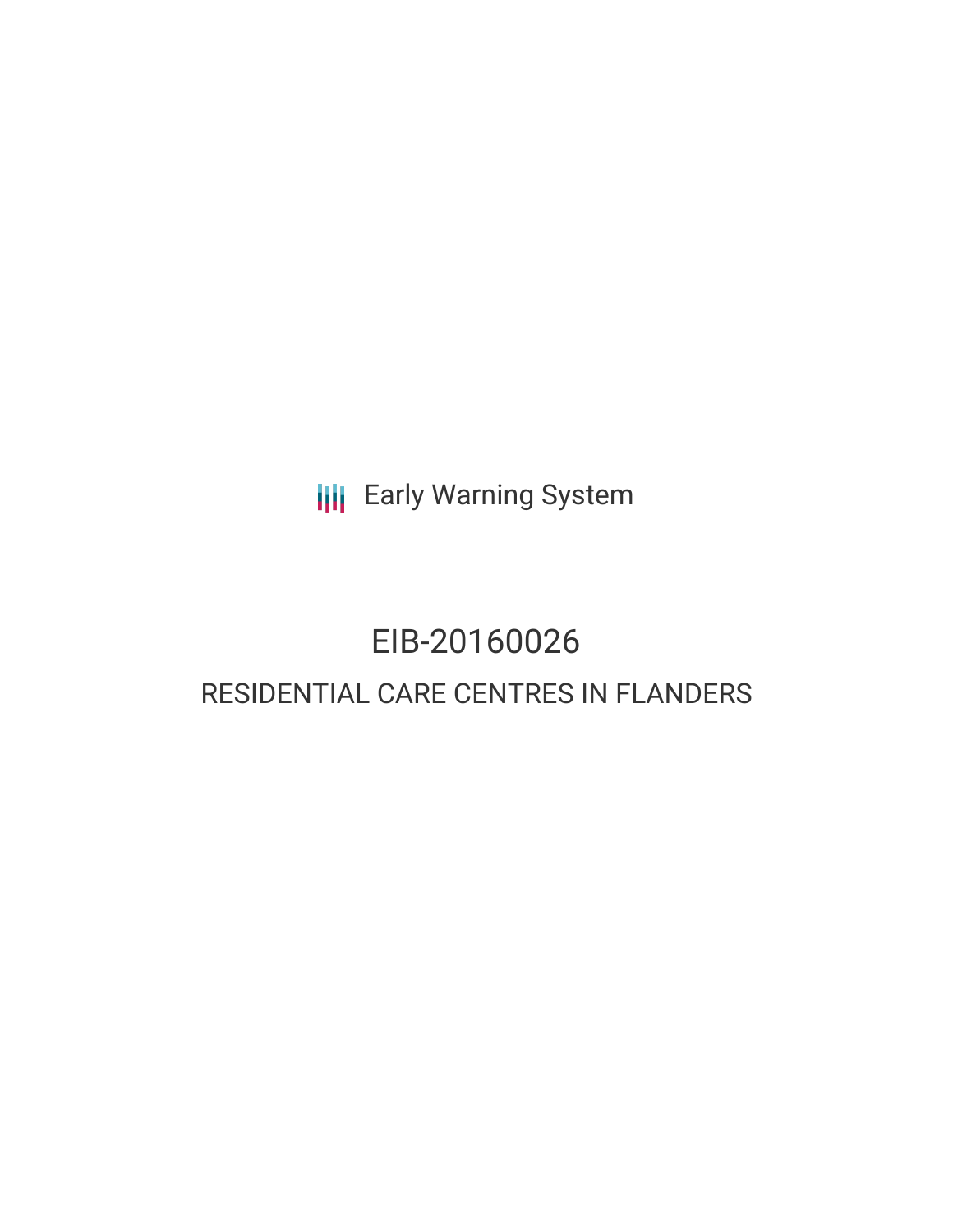Early Warning System

# EIB-20160026

## RESIDENTIAL CARE CENTRES IN FLANDERS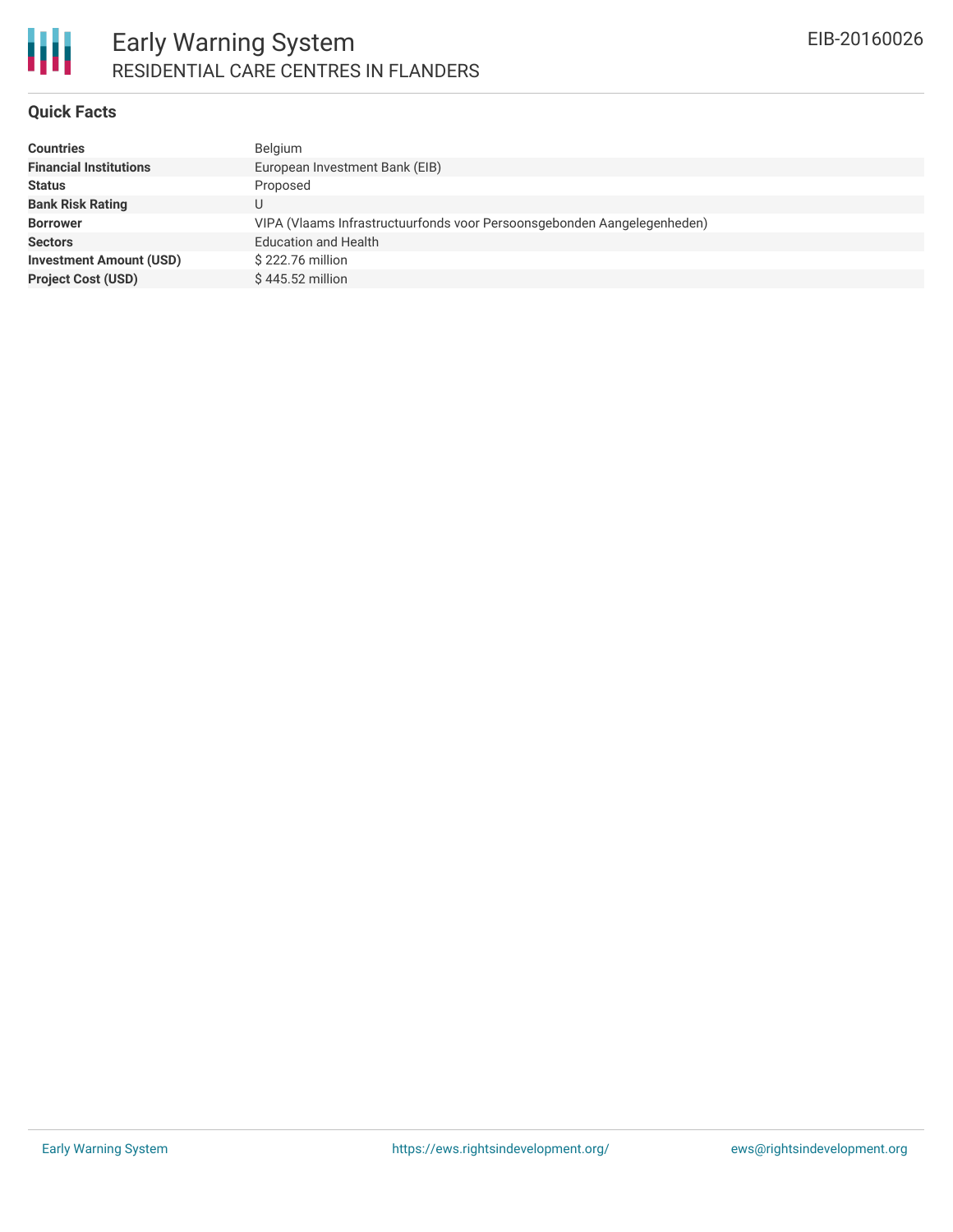## Quick Facts

| | |
|---|---|
| **Countries** | Belgium |
| **Financial Institutions** | European Investment Bank (EIB) |
| **Status** | Proposed |
| **Bank Risk Rating** | U |
| **Borrower** | VIPA (Vlaams Infrastructuurfonds voor Persoonsgebonden Aangelegenheden) |
| **Sectors** | Education and Health |
| **Investment Amount (USD)** | $ 222.76 million |
| **Project Cost (USD)** | $ 445.52 million |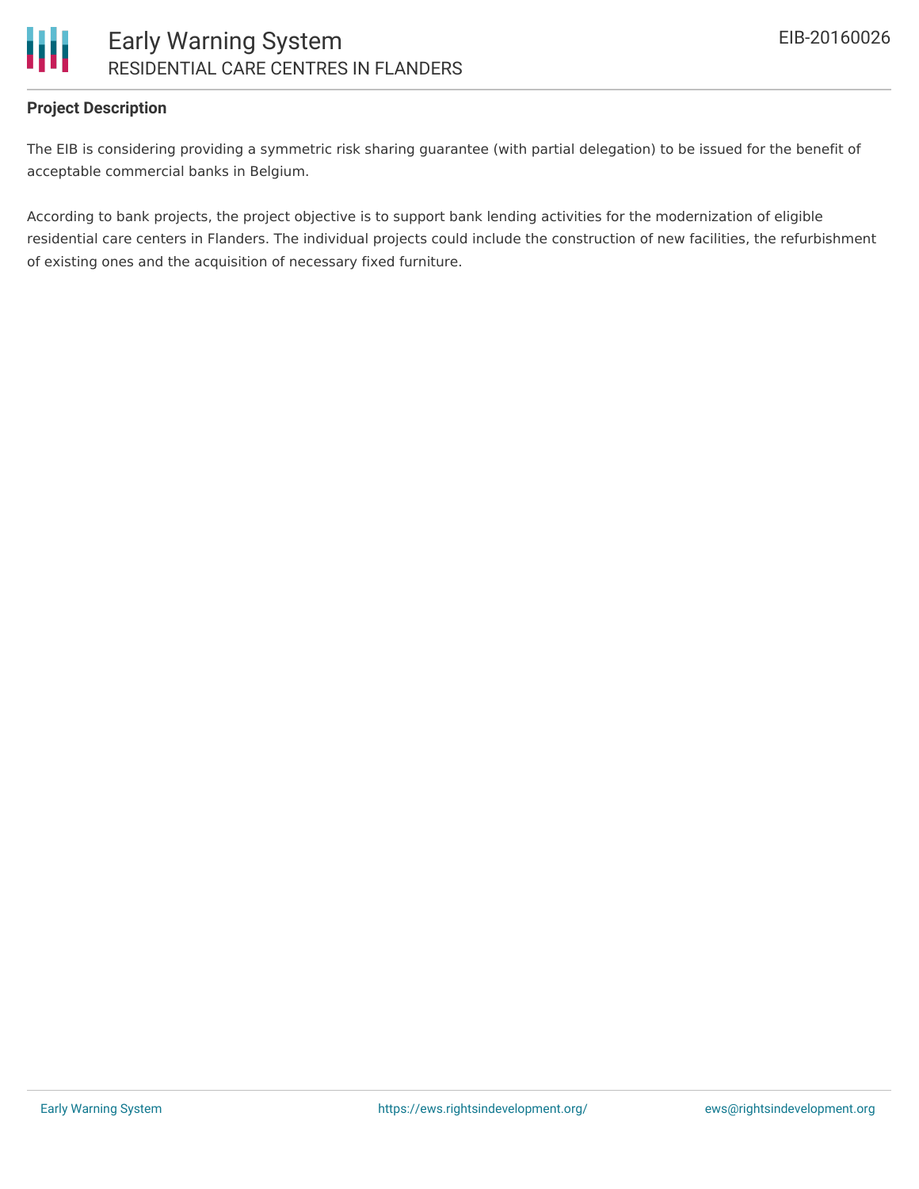**Project Description**

The EIB is considering providing a symmetric risk sharing guarantee (with partial delegation) to be issued for the benefit of acceptable commercial banks in Belgium.

According to bank projects, the project objective is to support bank lending activities for the modernization of eligible residential care centers in Flanders. The individual projects could include the construction of new facilities, the refurbishment of existing ones and the acquisition of necessary fixed furniture.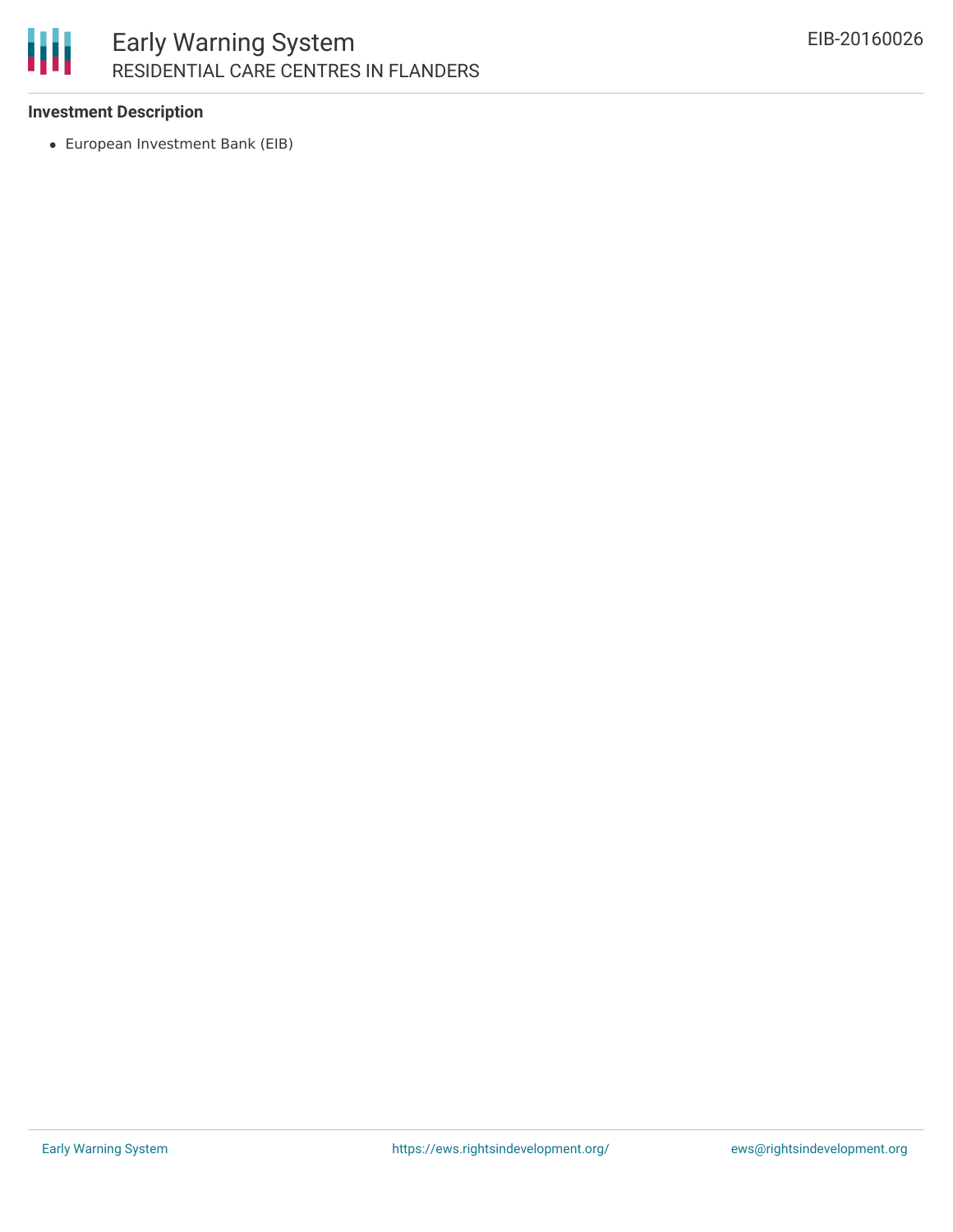### Investment Description

- European Investment Bank (EIB)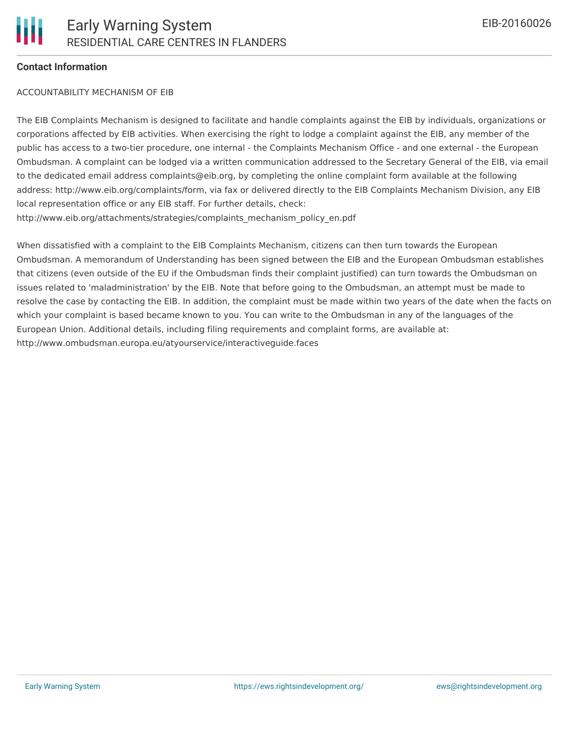**Contact Information**

ACCOUNTABILITY MECHANISM OF EIB

The EIB Complaints Mechanism is designed to facilitate and handle complaints against the EIB by individuals, organizations or corporations affected by EIB activities. When exercising the right to lodge a complaint against the EIB, any member of the public has access to a two-tier procedure, one internal - the Complaints Mechanism Office - and one external - the European Ombudsman. A complaint can be lodged via a written communication addressed to the Secretary General of the EIB, via email to the dedicated email address complaints@eib.org, by completing the online complaint form available at the following address: http://www.eib.org/complaints/form, via fax or delivered directly to the EIB Complaints Mechanism Division, any EIB local representation office or any EIB staff. For further details, check: http://www.eib.org/attachments/strategies/complaints_mechanism_policy_en.pdf

When dissatisfied with a complaint to the EIB Complaints Mechanism, citizens can then turn towards the European Ombudsman. A memorandum of Understanding has been signed between the EIB and the European Ombudsman establishes that citizens (even outside of the EU if the Ombudsman finds their complaint justified) can turn towards the Ombudsman on issues related to 'maladministration' by the EIB. Note that before going to the Ombudsman, an attempt must be made to resolve the case by contacting the EIB. In addition, the complaint must be made within two years of the date when the facts on which your complaint is based became known to you. You can write to the Ombudsman in any of the languages of the European Union. Additional details, including filing requirements and complaint forms, are available at: http://www.ombudsman.europa.eu/atyourservice/interactiveguide.faces